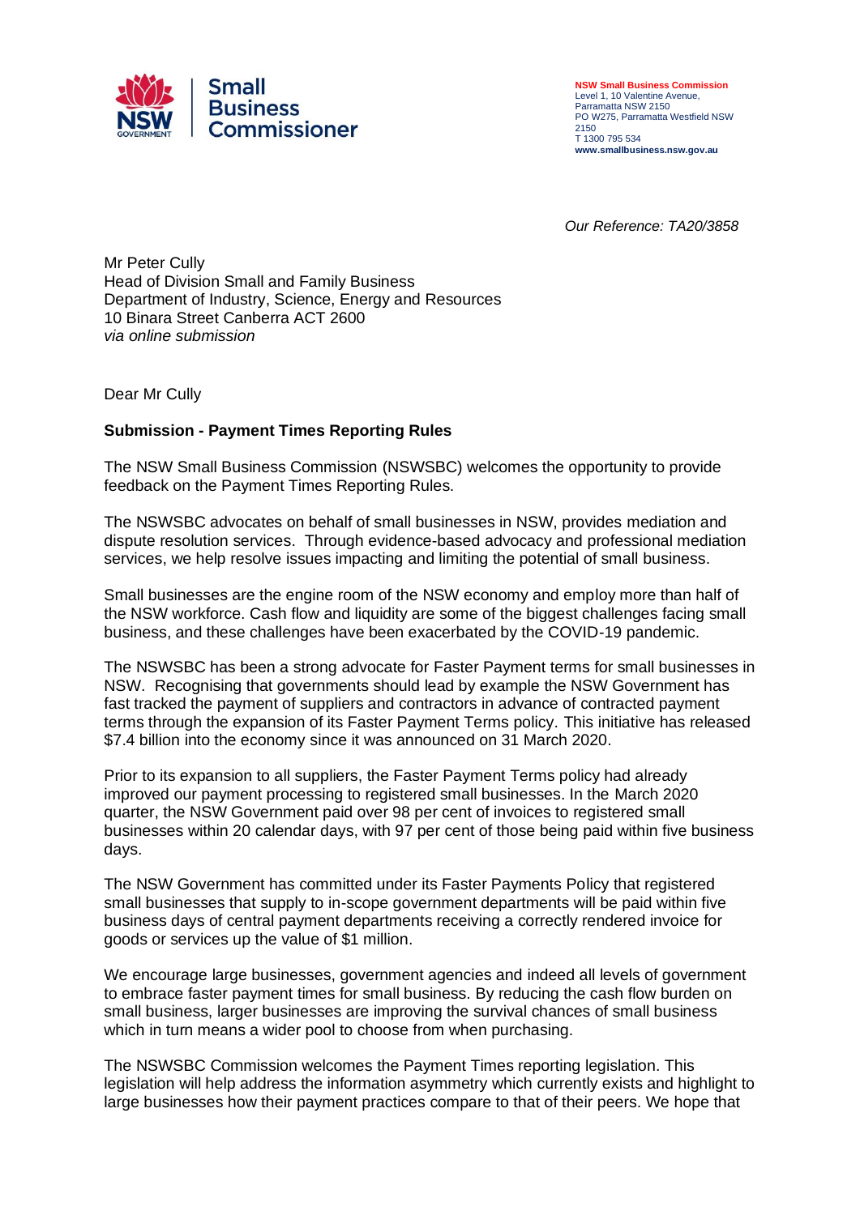**NSW Small Business Commission**
Level 1, 10 Valentine Avenue,
Parramatta NSW 2150
PO W275, Parramatta Westfield NSW 2150
T 1300 795 534
**www.smallbusiness.nsw.gov.au**

*Our Reference: TA20/3858*

Mr Peter Cully
Head of Division Small and Family Business
Department of Industry, Science, Energy and Resources
10 Binara Street Canberra ACT 2600
*via online submission*

Dear Mr Cully

**Submission - Payment Times Reporting Rules**

The NSW Small Business Commission (NSWSBC) welcomes the opportunity to provide feedback on the Payment Times Reporting Rules.

The NSWSBC advocates on behalf of small businesses in NSW, provides mediation and dispute resolution services. Through evidence-based advocacy and professional mediation services, we help resolve issues impacting and limiting the potential of small business.

Small businesses are the engine room of the NSW economy and employ more than half of the NSW workforce. Cash flow and liquidity are some of the biggest challenges facing small business, and these challenges have been exacerbated by the COVID-19 pandemic.

The NSWSBC has been a strong advocate for Faster Payment terms for small businesses in NSW. Recognising that governments should lead by example the NSW Government has fast tracked the payment of suppliers and contractors in advance of contracted payment terms through the expansion of its Faster Payment Terms policy. This initiative has released $7.4 billion into the economy since it was announced on 31 March 2020.

Prior to its expansion to all suppliers, the Faster Payment Terms policy had already improved our payment processing to registered small businesses. In the March 2020 quarter, the NSW Government paid over 98 per cent of invoices to registered small businesses within 20 calendar days, with 97 per cent of those being paid within five business days.

The NSW Government has committed under its Faster Payments Policy that registered small businesses that supply to in-scope government departments will be paid within five business days of central payment departments receiving a correctly rendered invoice for goods or services up the value of $1 million.

We encourage large businesses, government agencies and indeed all levels of government to embrace faster payment times for small business. By reducing the cash flow burden on small business, larger businesses are improving the survival chances of small business which in turn means a wider pool to choose from when purchasing.

The NSWSBC Commission welcomes the Payment Times reporting legislation. This legislation will help address the information asymmetry which currently exists and highlight to large businesses how their payment practices compare to that of their peers. We hope that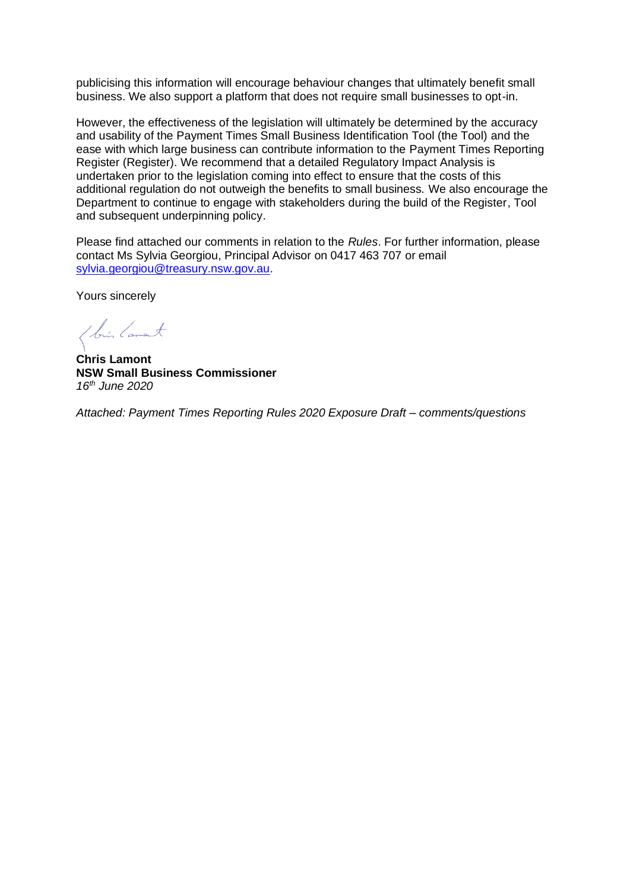publicising this information will encourage behaviour changes that ultimately benefit small business. We also support a platform that does not require small businesses to opt-in.

However, the effectiveness of the legislation will ultimately be determined by the accuracy and usability of the Payment Times Small Business Identification Tool (the Tool) and the ease with which large business can contribute information to the Payment Times Reporting Register (Register). We recommend that a detailed Regulatory Impact Analysis is undertaken prior to the legislation coming into effect to ensure that the costs of this additional regulation do not outweigh the benefits to small business. We also encourage the Department to continue to engage with stakeholders during the build of the Register, Tool and subsequent underpinning policy.

Please find attached our comments in relation to the *Rules*. For further information, please contact Ms Sylvia Georgiou, Principal Advisor on 0417 463 707 or email [sylvia.georgiou@treasury.nsw.gov.au](mailto:sylvia.georgiou@treasury.nsw.gov.au).

Yours sincerely

**Chris Lamont**
**NSW Small Business Commissioner**
*16th June 2020*

*Attached: Payment Times Reporting Rules 2020 Exposure Draft – comments/questions*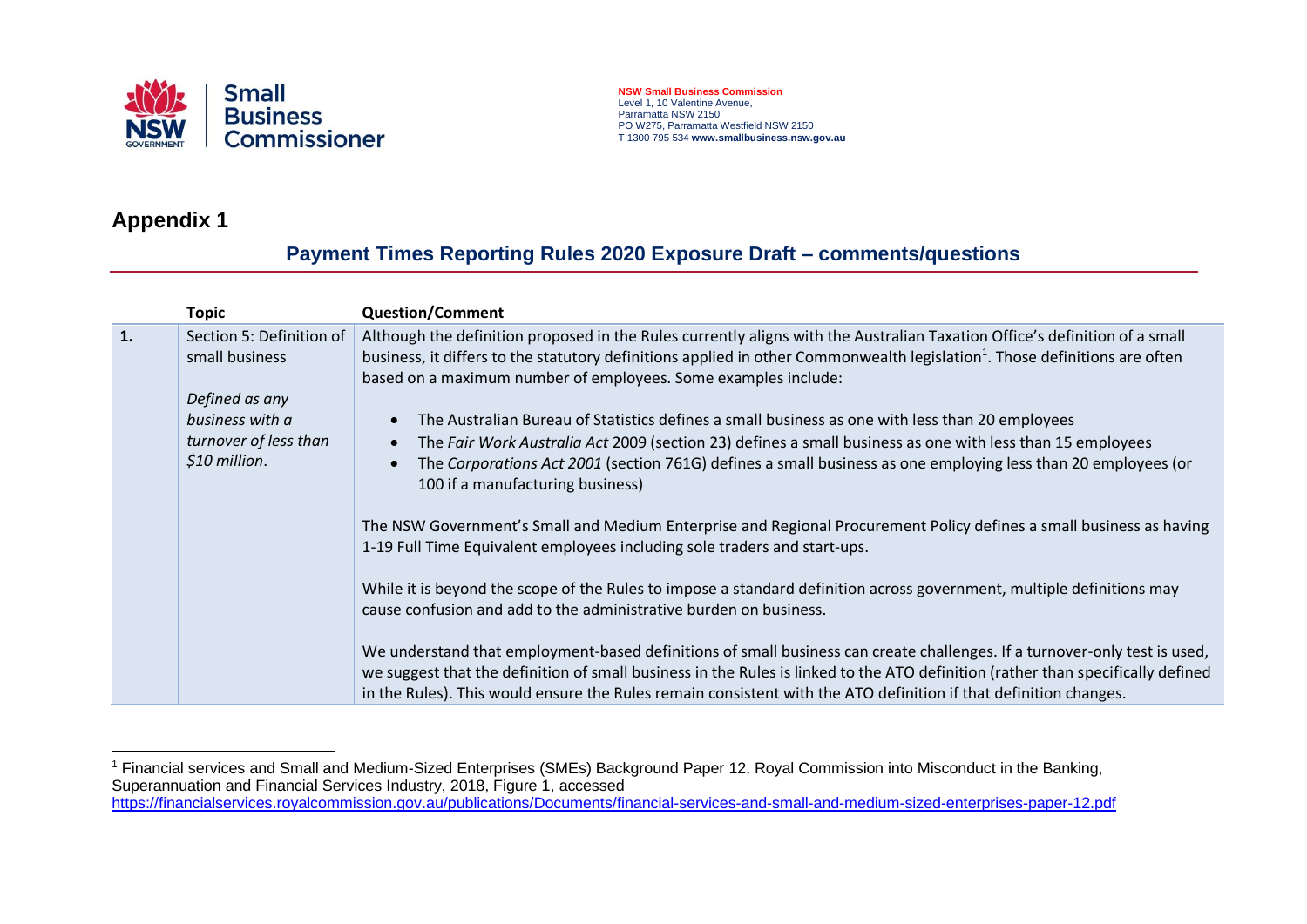NSW Small Business Commission
Level 1, 10 Valentine Avenue,
Parramatta NSW 2150
PO W275, Parramatta Westfield NSW 2150
T 1300 795 534 www.smallbusiness.nsw.gov.au

## Appendix 1

### Payment Times Reporting Rules 2020 Exposure Draft – comments/questions

| | Topic | Question/Comment |
|---|---|---|
| 1. | Section 5: Definition of small business<br><br>*Defined as any business with a turnover of less than $10 million.* | Although the definition proposed in the Rules currently aligns with the Australian Taxation Office's definition of a small business, it differs to the statutory definitions applied in other Commonwealth legislation[1]. Those definitions are often based on a maximum number of employees. Some examples include:<br><br>• The Australian Bureau of Statistics defines a small business as one with less than 20 employees<br>• The *Fair Work Australia Act* 2009 (section 23) defines a small business as one with less than 15 employees<br>• The *Corporations Act 2001* (section 761G) defines a small business as one employing less than 20 employees (or 100 if a manufacturing business)<br><br>The NSW Government's Small and Medium Enterprise and Regional Procurement Policy defines a small business as having 1-19 Full Time Equivalent employees including sole traders and start-ups.<br><br>While it is beyond the scope of the Rules to impose a standard definition across government, multiple definitions may cause confusion and add to the administrative burden on business.<br><br>We understand that employment-based definitions of small business can create challenges. If a turnover-only test is used, we suggest that the definition of small business in the Rules is linked to the ATO definition (rather than specifically defined in the Rules). This would ensure the Rules remain consistent with the ATO definition if that definition changes. |

[1] Financial services and Small and Medium-Sized Enterprises (SMEs) Background Paper 12, Royal Commission into Misconduct in the Banking, Superannuation and Financial Services Industry, 2018, Figure 1, accessed https://financialservices.royalcommission.gov.au/publications/Documents/financial-services-and-small-and-medium-sized-enterprises-paper-12.pdf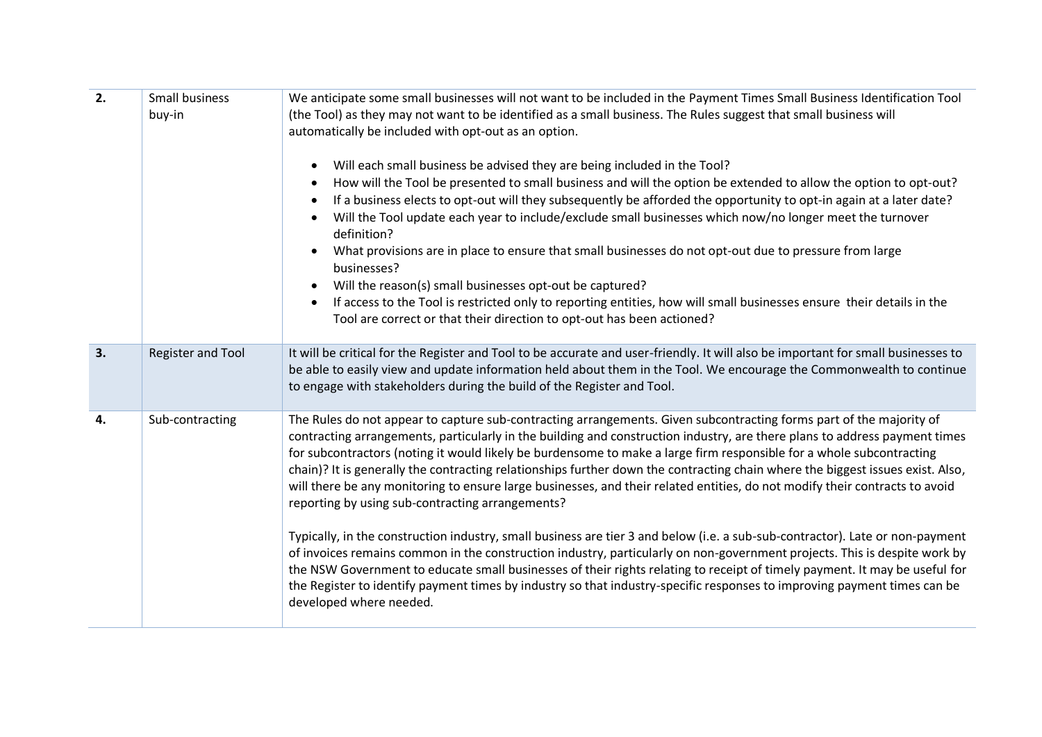| | | |
|---|---|---|
| **2.** | Small business buy-in | We anticipate some small businesses will not want to be included in the Payment Times Small Business Identification Tool (the Tool) as they may not want to be identified as a small business. The Rules suggest that small business will automatically be included with opt-out as an option.<br><br>• Will each small business be advised they are being included in the Tool?<br>• How will the Tool be presented to small business and will the option be extended to allow the option to opt-out?<br>• If a business elects to opt-out will they subsequently be afforded the opportunity to opt-in again at a later date?<br>• Will the Tool update each year to include/exclude small businesses which now/no longer meet the turnover definition?<br>• What provisions are in place to ensure that small businesses do not opt-out due to pressure from large businesses?<br>• Will the reason(s) small businesses opt-out be captured?<br>• If access to the Tool is restricted only to reporting entities, how will small businesses ensure their details in the Tool are correct or that their direction to opt-out has been actioned? |
| **3.** | Register and Tool | It will be critical for the Register and Tool to be accurate and user-friendly. It will also be important for small businesses to be able to easily view and update information held about them in the Tool. We encourage the Commonwealth to continue to engage with stakeholders during the build of the Register and Tool. |
| **4.** | Sub-contracting | The Rules do not appear to capture sub-contracting arrangements. Given subcontracting forms part of the majority of contracting arrangements, particularly in the building and construction industry, are there plans to address payment times for subcontractors (noting it would likely be burdensome to make a large firm responsible for a whole subcontracting chain)? It is generally the contracting relationships further down the contracting chain where the biggest issues exist. Also, will there be any monitoring to ensure large businesses, and their related entities, do not modify their contracts to avoid reporting by using sub-contracting arrangements?<br><br>Typically, in the construction industry, small business are tier 3 and below (i.e. a sub-sub-contractor). Late or non-payment of invoices remains common in the construction industry, particularly on non-government projects. This is despite work by the NSW Government to educate small businesses of their rights relating to receipt of timely payment. It may be useful for the Register to identify payment times by industry so that industry-specific responses to improving payment times can be developed where needed. |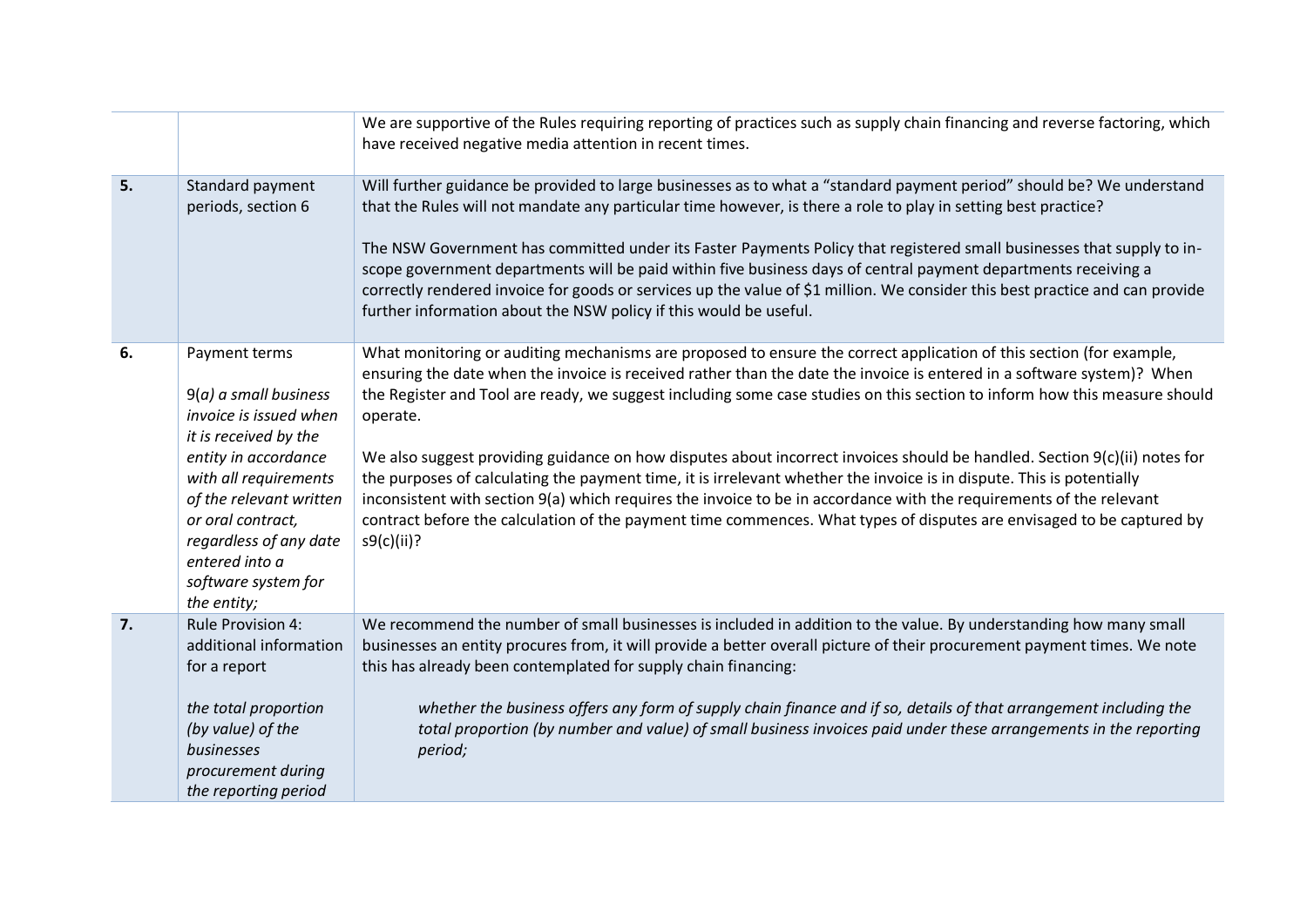| | | |
|---|---|---|
| | | We are supportive of the Rules requiring reporting of practices such as supply chain financing and reverse factoring, which have received negative media attention in recent times. |
| **5.** | Standard payment periods, section 6 | Will further guidance be provided to large businesses as to what a "standard payment period" should be? We understand that the Rules will not mandate any particular time however, is there a role to play in setting best practice?<br><br>The NSW Government has committed under its Faster Payments Policy that registered small businesses that supply to in-scope government departments will be paid within five business days of central payment departments receiving a correctly rendered invoice for goods or services up the value of $1 million. We consider this best practice and can provide further information about the NSW policy if this would be useful. |
| **6.** | Payment terms<br><br>*9(a) a small business invoice is issued when it is received by the entity in accordance with all requirements of the relevant written or oral contract, regardless of any date entered into a software system for the entity;* | What monitoring or auditing mechanisms are proposed to ensure the correct application of this section (for example, ensuring the date when the invoice is received rather than the date the invoice is entered in a software system)? When the Register and Tool are ready, we suggest including some case studies on this section to inform how this measure should operate.<br><br>We also suggest providing guidance on how disputes about incorrect invoices should be handled. Section 9(c)(ii) notes for the purposes of calculating the payment time, it is irrelevant whether the invoice is in dispute. This is potentially inconsistent with section 9(a) which requires the invoice to be in accordance with the requirements of the relevant contract before the calculation of the payment time commences. What types of disputes are envisaged to be captured by s9(c)(ii)? |
| **7.** | Rule Provision 4: additional information for a report<br><br>*the total proportion (by value) of the businesses procurement during the reporting period* | We recommend the number of small businesses is included in addition to the value. By understanding how many small businesses an entity procures from, it will provide a better overall picture of their procurement payment times. We note this has already been contemplated for supply chain financing:<br><br>*whether the business offers any form of supply chain finance and if so, details of that arrangement including the total proportion (by number and value) of small business invoices paid under these arrangements in the reporting period;* |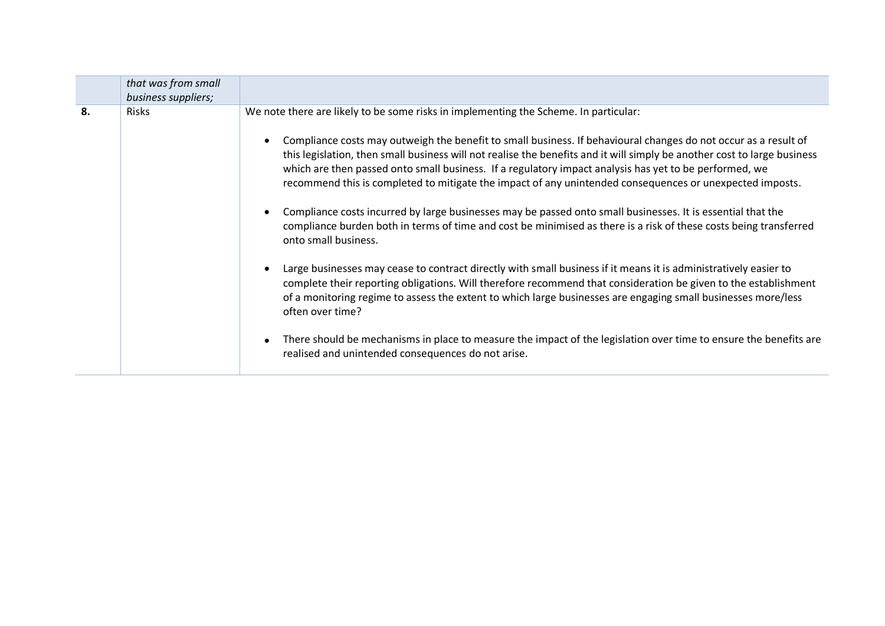| | | |
|---|---|---|
| | *that was from small business suppliers;* | |
| **8.** | Risks | We note there are likely to be some risks in implementing the Scheme. In particular:<br><br>• Compliance costs may outweigh the benefit to small business. If behavioural changes do not occur as a result of this legislation, then small business will not realise the benefits and it will simply be another cost to large business which are then passed onto small business. If a regulatory impact analysis has yet to be performed, we recommend this is completed to mitigate the impact of any unintended consequences or unexpected imposts.<br><br>• Compliance costs incurred by large businesses may be passed onto small businesses. It is essential that the compliance burden both in terms of time and cost be minimised as there is a risk of these costs being transferred onto small business.<br><br>• Large businesses may cease to contract directly with small business if it means it is administratively easier to complete their reporting obligations. Will therefore recommend that consideration be given to the establishment of a monitoring regime to assess the extent to which large businesses are engaging small businesses more/less often over time?<br><br>• There should be mechanisms in place to measure the impact of the legislation over time to ensure the benefits are realised and unintended consequences do not arise. |